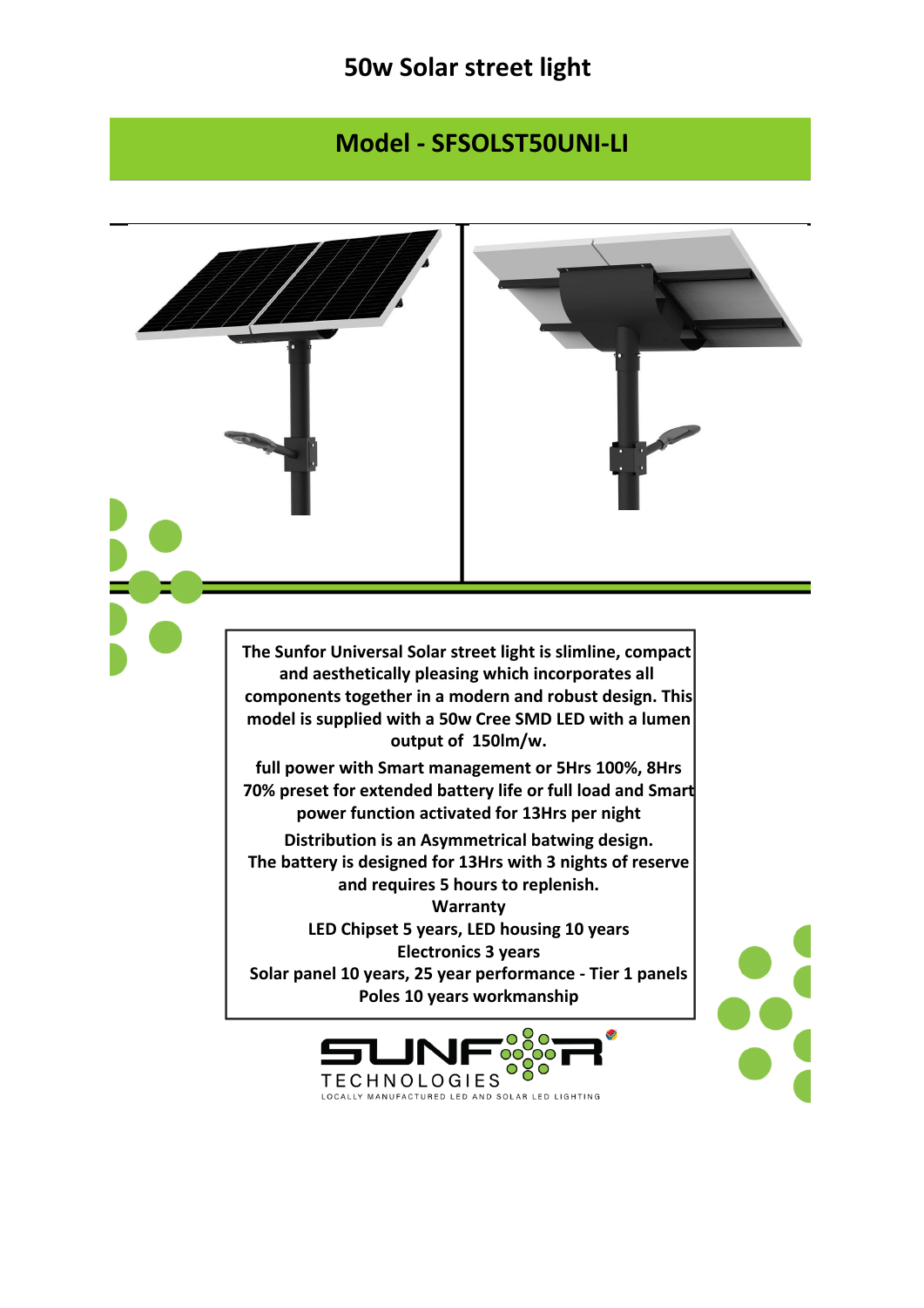# 50w Solar street light

## Model - SFSOLST50UNI-LI

**The Sunfor Universal Solar street light is slimline, compact and aesthetically pleasing which incorporates all components together in a modern and robust design. This model is supplied with a 50w Cree SMD LED with a lumen output of 150lm/w.**

**full power with Smart management or 5Hrs 100%, 8Hrs 70% preset for extended battery life or full load and Smart power function activated for 13Hrs per night**

**Distribution is an Asymmetrical batwing design.**
**The battery is designed for 13Hrs with 3 nights of reserve and requires 5 hours to replenish.**

**Warranty**
**LED Chipset 5 years, LED housing 10 years**
**Electronics 3 years**
**Solar panel 10 years, 25 year performance - Tier 1 panels**
**Poles 10 years workmanship**

SUNFOR TECHNOLOGIES
LOCALLY MANUFACTURED LED AND SOLAR LED LIGHTING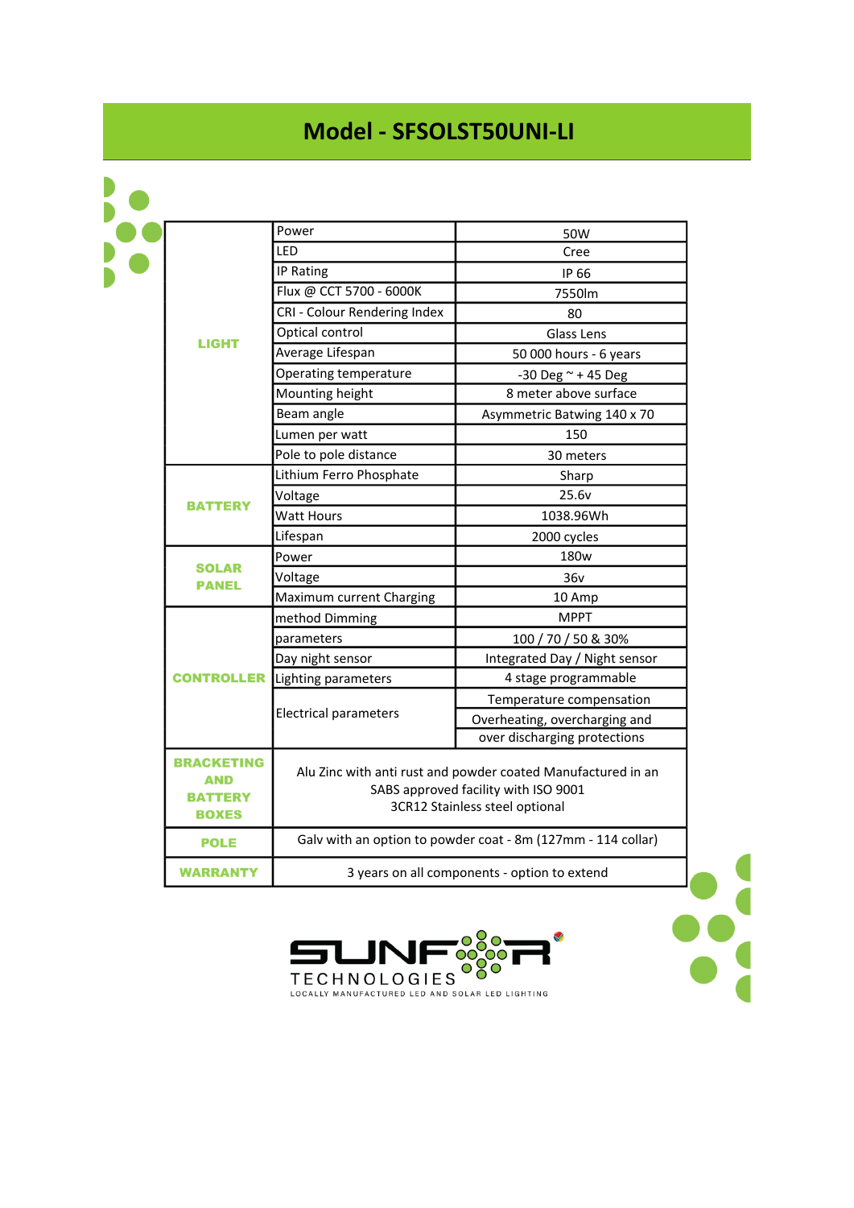# Model - SFSOLST50UNI-LI

| | | |
|---|---|---|
| **LIGHT** | Power | 50W |
| | LED | Cree |
| | IP Rating | IP 66 |
| | Flux @ CCT 5700 - 6000K | 7550lm |
| | CRI - Colour Rendering Index | 80 |
| | Optical control | Glass Lens |
| | Average Lifespan | 50 000 hours - 6 years |
| | Operating temperature | -30 Deg ~ + 45 Deg |
| | Mounting height | 8 meter above surface |
| | Beam angle | Asymmetric Batwing 140 x 70 |
| | Lumen per watt | 150 |
| | Pole to pole distance | 30 meters |
| **BATTERY** | Lithium Ferro Phosphate | Sharp |
| | Voltage | 25.6v |
| | Watt Hours | 1038.96Wh |
| | Lifespan | 2000 cycles |
| **SOLAR PANEL** | Power | 180w |
| | Voltage | 36v |
| | Maximum current Charging | 10 Amp |
| **CONTROLLER** | method Dimming | MPPT |
| | parameters | 100 / 70 / 50 & 30% |
| | Day night sensor | Integrated Day / Night sensor |
| | Lighting parameters | 4 stage programmable |
| | Electrical parameters | Temperature compensation |
| | | Overheating, overcharging and over discharging protections |
| **BRACKETING AND BATTERY BOXES** | Alu Zinc with anti rust and powder coated Manufactured in an SABS approved facility with ISO 9001 3CR12 Stainless steel optional | |
| **POLE** | Galv with an option to powder coat - 8m (127mm - 114 collar) | |
| **WARRANTY** | 3 years on all components - option to extend | |

SUNFOR TECHNOLOGIES

LOCALLY MANUFACTURED LED AND SOLAR LED LIGHTING